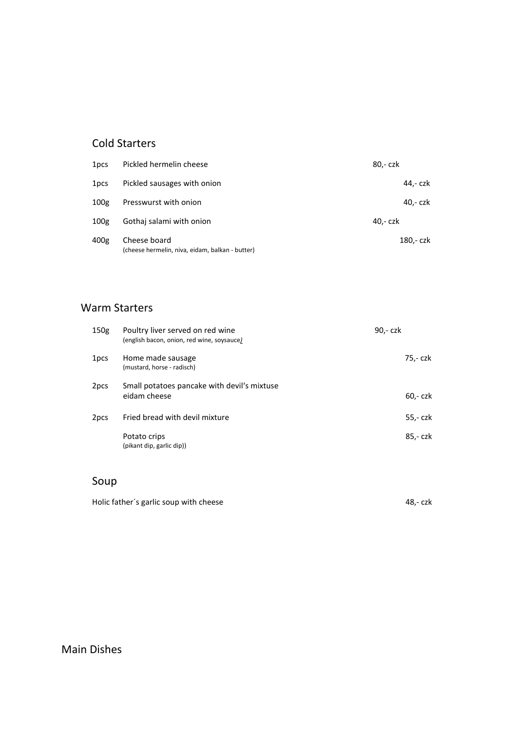## Cold Starters

| | | |
|---|---|---|
| 1pcs | Pickled hermelin cheese | 80,- czk |
| 1pcs | Pickled sausages with onion | 44,- czk |
| 100g | Presswurst with onion | 40,- czk |
| 100g | Gothaj salami with onion | 40,- czk |
| 400g | Cheese board<br>(cheese hermelin, niva, eidam, balkan - butter) | 180,- czk |

## Warm Starters

| | | |
|---|---|---|
| 150g | Poultry liver served on red wine<br>(english bacon, onion, red wine, soysauce) | 90,- czk |
| 1pcs | Home made sausage<br>(mustard, horse - radisch) | 75,- czk |
| 2pcs | Small potatoes pancake with devil's mixtuse<br>eidam cheese | 60,- czk |
| 2pcs | Fried bread with devil mixture | 55,- czk |
| | Potato crips<br>(pikant dip, garlic dip)) | 85,- czk |

## Soup

| | |
|---|---|
| Holic father´s garlic soup with cheese | 48,- czk |

## Main Dishes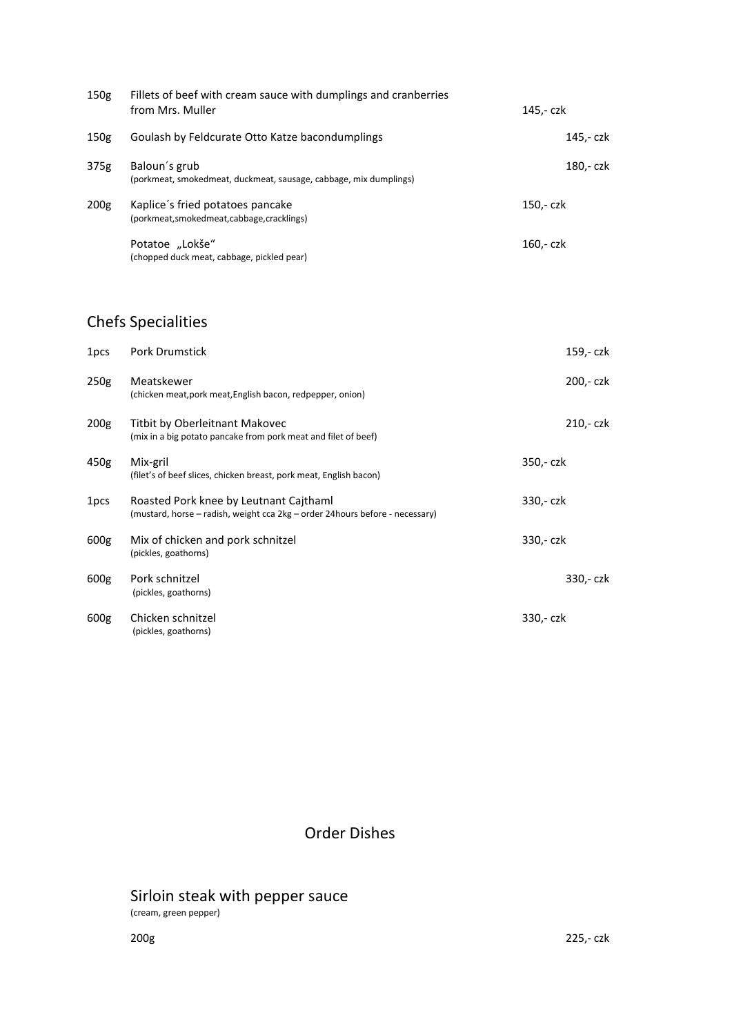| | | |
|---|---|---|
| 150g | Fillets of beef with cream sauce with dumplings and cranberries from Mrs. Muller | 145,- czk |
| 150g | Goulash by Feldcurate Otto Katze bacondumplings | 145,- czk |
| 375g | Baloun´s grub<br>(porkmeat, smokedmeat, duckmeat, sausage, cabbage, mix dumplings) | 180,- czk |
| 200g | Kaplice´s fried potatoes pancake<br>(porkmeat,smokedmeat,cabbage,cracklings) | 150,- czk |
| | Potatoe „Lokše"<br>(chopped duck meat, cabbage, pickled pear) | 160,- czk |

## Chefs Specialities

| | | |
|---|---|---|
| 1pcs | Pork Drumstick | 159,- czk |
| 250g | Meatskewer<br>(chicken meat,pork meat,English bacon, redpepper, onion) | 200,- czk |
| 200g | Titbit by Oberleitnant Makovec<br>(mix in a big potato pancake from pork meat and filet of beef) | 210,- czk |
| 450g | Mix-gril<br>(filet's of beef slices, chicken breast, pork meat, English bacon) | 350,- czk |
| 1pcs | Roasted Pork knee by Leutnant Cajthaml<br>(mustard, horse – radish, weight cca 2kg – order 24hours before - necessary) | 330,- czk |
| 600g | Mix of chicken and pork schnitzel<br>(pickles, goathorns) | 330,- czk |
| 600g | Pork schnitzel<br>(pickles, goathorns) | 330,- czk |
| 600g | Chicken schnitzel<br>(pickles, goathorns) | 330,- czk |

## Order Dishes

### Sirloin steak with pepper sauce

(cream, green pepper)

200g 225,- czk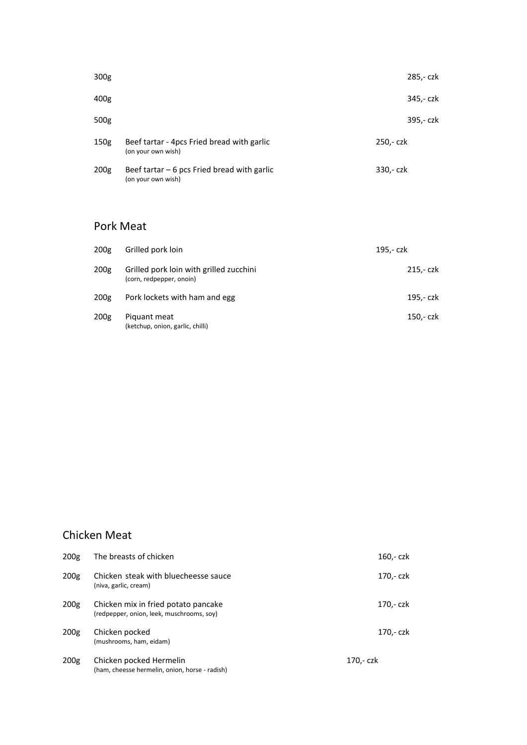| | | |
|---|---|---|
| 300g | | 285,- czk |
| 400g | | 345,- czk |
| 500g | | 395,- czk |
| 150g | Beef tartar - 4pcs Fried bread with garlic<br>(on your own wish) | 250,- czk |
| 200g | Beef tartar – 6 pcs Fried bread with garlic<br>(on your own wish) | 330,- czk |

## Pork Meat

| | | |
|---|---|---|
| 200g | Grilled pork loin | 195,- czk |
| 200g | Grilled pork loin with grilled zucchini<br>(corn, redpepper, onoin) | 215,- czk |
| 200g | Pork lockets with ham and egg | 195,- czk |
| 200g | Piquant meat<br>(ketchup, onion, garlic, chilli) | 150,- czk |

## Chicken Meat

| | | |
|---|---|---|
| 200g | The breasts of chicken | 160,- czk |
| 200g | Chicken steak with bluecheesse sauce<br>(niva, garlic, cream) | 170,- czk |
| 200g | Chicken mix in fried potato pancake<br>(redpepper, onion, leek, muschrooms, soy) | 170,- czk |
| 200g | Chicken pocked<br>(mushrooms, ham, eidam) | 170,- czk |
| 200g | Chicken pocked Hermelin<br>(ham, cheesse hermelin, onion, horse - radish) | 170,- czk |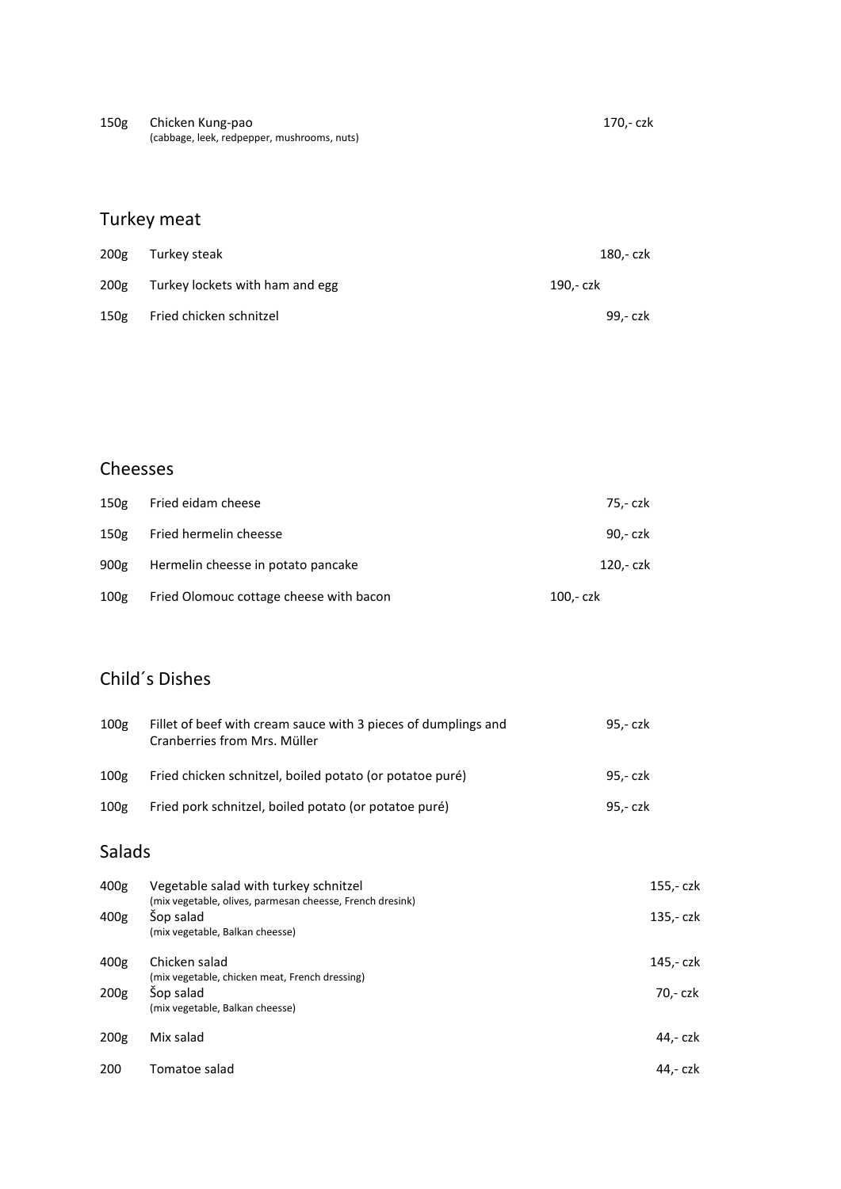| | | |
|---|---|---|
| 150g | Chicken Kung-pao<br>(cabbage, leek, redpepper, mushrooms, nuts) | 170,- czk |

## Turkey meat

| | | |
|---|---|---|
| 200g | Turkey steak | 180,- czk |
| 200g | Turkey lockets with ham and egg | 190,- czk |
| 150g | Fried chicken schnitzel | 99,- czk |

## Cheesses

| | | |
|---|---|---|
| 150g | Fried eidam cheese | 75,- czk |
| 150g | Fried hermelin cheesse | 90,- czk |
| 900g | Hermelin cheesse in potato pancake | 120,- czk |
| 100g | Fried Olomouc cottage cheese with bacon | 100,- czk |

## Child´s Dishes

| | | |
|---|---|---|
| 100g | Fillet of beef with cream sauce with 3 pieces of dumplings and Cranberries from Mrs. Müller | 95,- czk |
| 100g | Fried chicken schnitzel, boiled potato (or potatoe puré) | 95,- czk |
| 100g | Fried pork schnitzel, boiled potato (or potatoe puré) | 95,- czk |

## Salads

| | | |
|---|---|---|
| 400g | Vegetable salad with turkey schnitzel<br>(mix vegetable, olives, parmesan cheesse, French dresink) | 155,- czk |
| 400g | Šop salad<br>(mix vegetable, Balkan cheesse) | 135,- czk |
| 400g | Chicken salad<br>(mix vegetable, chicken meat, French dressing) | 145,- czk |
| 200g | Šop salad<br>(mix vegetable, Balkan cheesse) | 70,- czk |
| 200g | Mix salad | 44,- czk |
| 200 | Tomatoe salad | 44,- czk |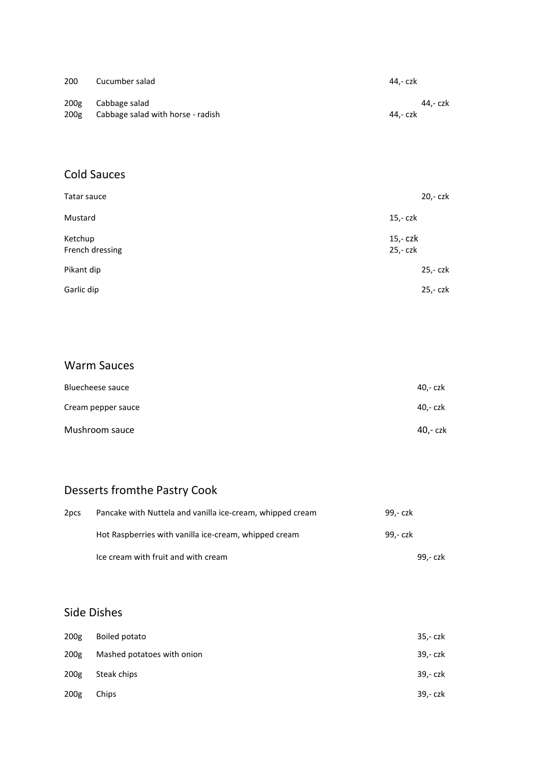| | | |
|---|---|---|
| 200 | Cucumber salad | 44,- czk |
| 200g | Cabbage salad | 44,- czk |
| 200g | Cabbage salad with horse - radish | 44,- czk |

## Cold Sauces

| | |
|---|---|
| Tatar sauce | 20,- czk |
| Mustard | 15,- czk |
| Ketchup | 15,- czk |
| French dressing | 25,- czk |
| Pikant dip | 25,- czk |
| Garlic dip | 25,- czk |

## Warm Sauces

| | |
|---|---|
| Bluecheese sauce | 40,- czk |
| Cream pepper sauce | 40,- czk |
| Mushroom sauce | 40,- czk |

## Desserts fromthe Pastry Cook

| | | |
|---|---|---|
| 2pcs | Pancake with Nuttela and vanilla ice-cream, whipped cream | 99,- czk |
| | Hot Raspberries with vanilla ice-cream, whipped cream | 99,- czk |
| | Ice cream with fruit and with cream | 99,- czk |

## Side Dishes

| | | |
|---|---|---|
| 200g | Boiled potato | 35,- czk |
| 200g | Mashed potatoes with onion | 39,- czk |
| 200g | Steak chips | 39,- czk |
| 200g | Chips | 39,- czk |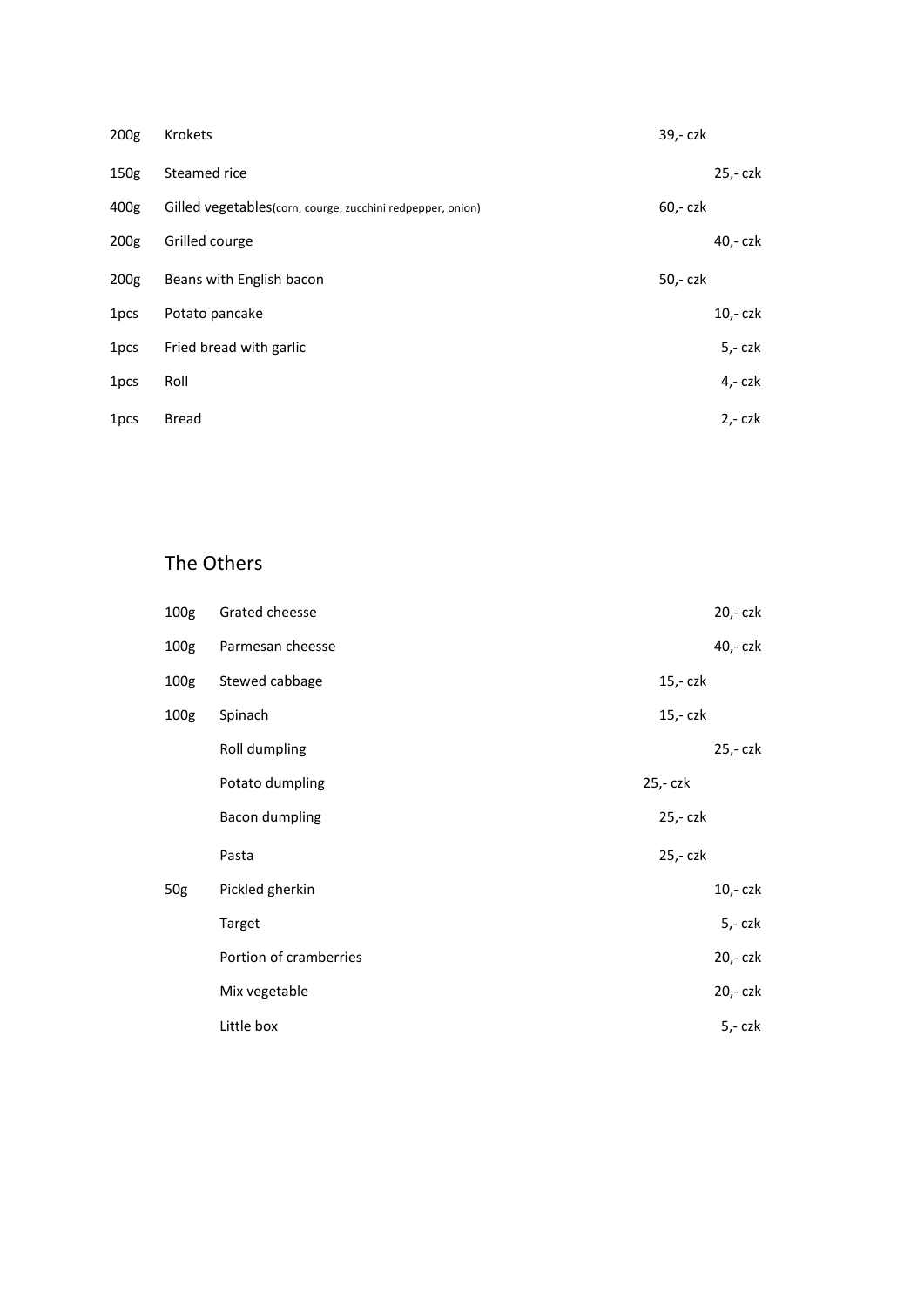| | | |
|---|---|---|
| 200g | Krokets | 39,- czk |
| 150g | Steamed rice | 25,- czk |
| 400g | Gilled vegetables(corn, courge, zucchini redpepper, onion) | 60,- czk |
| 200g | Grilled courge | 40,- czk |
| 200g | Beans with English bacon | 50,- czk |
| 1pcs | Potato pancake | 10,- czk |
| 1pcs | Fried bread with garlic | 5,- czk |
| 1pcs | Roll | 4,- czk |
| 1pcs | Bread | 2,- czk |

## The Others

| | | |
|---|---|---|
| 100g | Grated cheesse | 20,- czk |
| 100g | Parmesan cheesse | 40,- czk |
| 100g | Stewed cabbage | 15,- czk |
| 100g | Spinach | 15,- czk |
| | Roll dumpling | 25,- czk |
| | Potato dumpling | 25,- czk |
| | Bacon dumpling | 25,- czk |
| | Pasta | 25,- czk |
| 50g | Pickled gherkin | 10,- czk |
| | Target | 5,- czk |
| | Portion of cramberries | 20,- czk |
| | Mix vegetable | 20,- czk |
| | Little box | 5,- czk |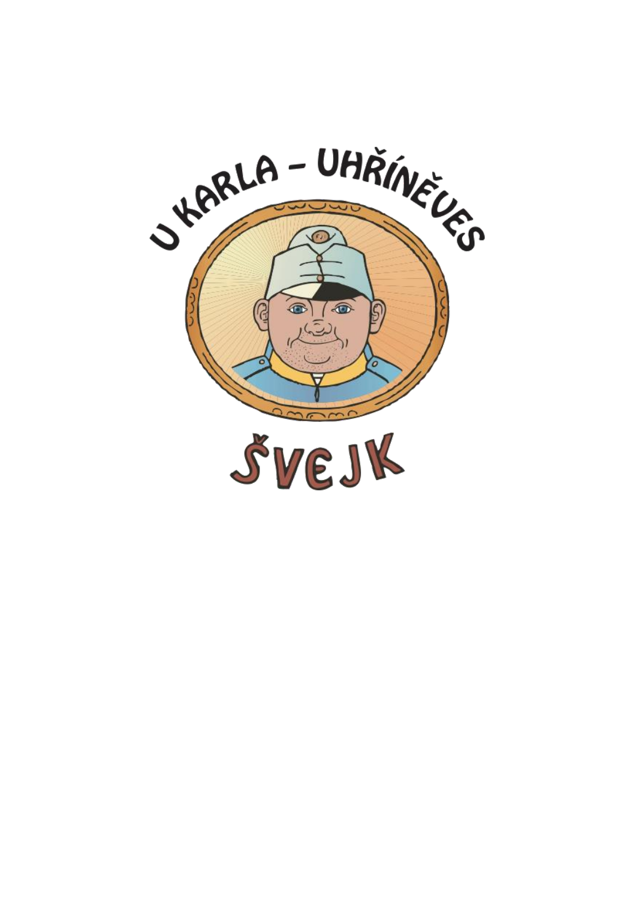U KARLA – UHŘÍNĚVES

ŠVEJK